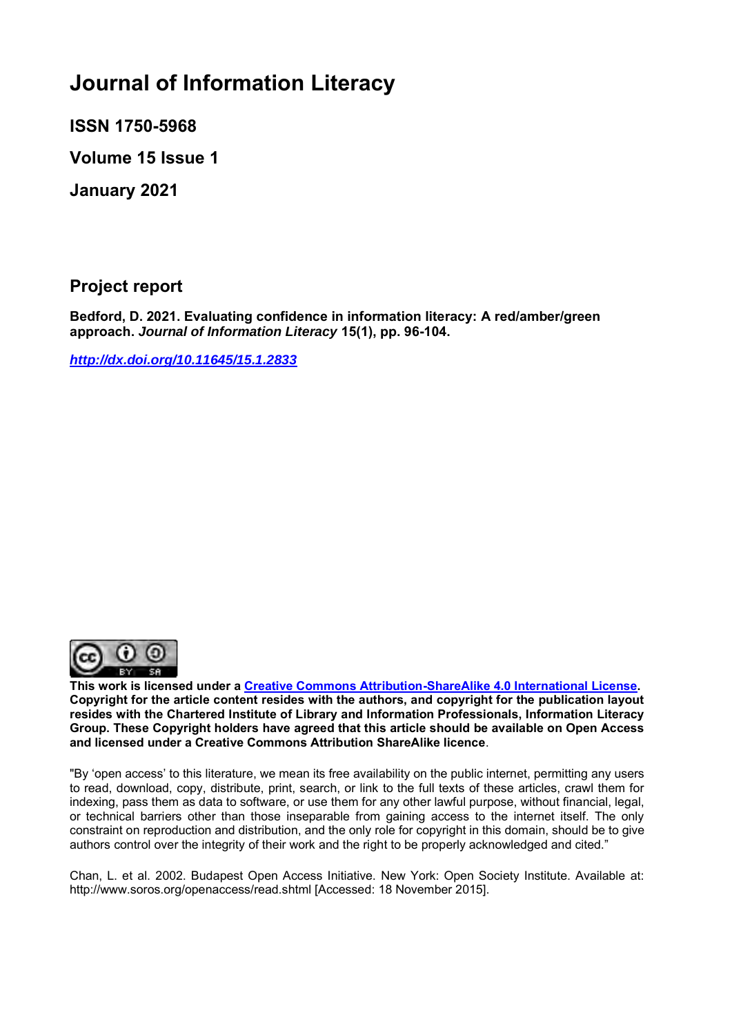# Journal of Information Literacy

**ISSN 1750-5968**

**Volume 15 Issue 1**

**January 2021**

## Project report

**Bedford, D. 2021. Evaluating confidence in information literacy: A red/amber/green approach. *Journal of Information Literacy* 15(1), pp. 96-104.**

***http://dx.doi.org/10.11645/15.1.2833***

**This work is licensed under a Creative Commons Attribution-ShareAlike 4.0 International License. Copyright for the article content resides with the authors, and copyright for the publication layout resides with the Chartered Institute of Library and Information Professionals, Information Literacy Group. These Copyright holders have agreed that this article should be available on Open Access and licensed under a Creative Commons Attribution ShareAlike licence**.

"By 'open access' to this literature, we mean its free availability on the public internet, permitting any users to read, download, copy, distribute, print, search, or link to the full texts of these articles, crawl them for indexing, pass them as data to software, or use them for any other lawful purpose, without financial, legal, or technical barriers other than those inseparable from gaining access to the internet itself. The only constraint on reproduction and distribution, and the only role for copyright in this domain, should be to give authors control over the integrity of their work and the right to be properly acknowledged and cited."

Chan, L. et al. 2002. Budapest Open Access Initiative. New York: Open Society Institute. Available at: http://www.soros.org/openaccess/read.shtml [Accessed: 18 November 2015].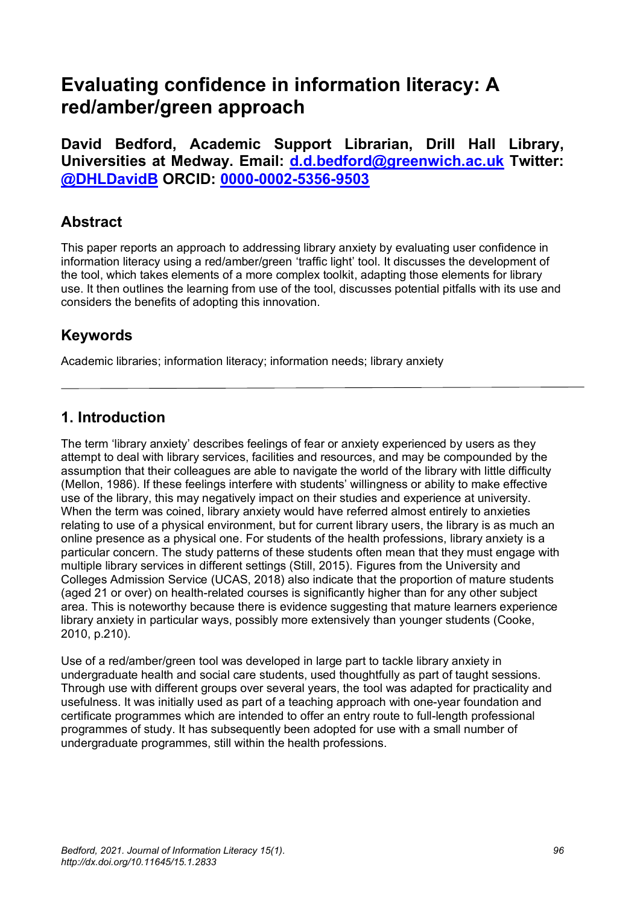# Evaluating confidence in information literacy: A red/amber/green approach

**David Bedford, Academic Support Librarian, Drill Hall Library, Universities at Medway. Email: [d.d.bedford@greenwich.ac.uk](mailto:d.d.bedford@greenwich.ac.uk) Twitter: [@DHLDavidB](https://twitter.com/DHLDavidB) ORCID: [0000-0002-5356-9503](https://orcid.org/0000-0002-5356-9503)**

## Abstract

This paper reports an approach to addressing library anxiety by evaluating user confidence in information literacy using a red/amber/green 'traffic light' tool. It discusses the development of the tool, which takes elements of a more complex toolkit, adapting those elements for library use. It then outlines the learning from use of the tool, discusses potential pitfalls with its use and considers the benefits of adopting this innovation.

## Keywords

Academic libraries; information literacy; information needs; library anxiety

---

## 1. Introduction

The term 'library anxiety' describes feelings of fear or anxiety experienced by users as they attempt to deal with library services, facilities and resources, and may be compounded by the assumption that their colleagues are able to navigate the world of the library with little difficulty (Mellon, 1986). If these feelings interfere with students' willingness or ability to make effective use of the library, this may negatively impact on their studies and experience at university. When the term was coined, library anxiety would have referred almost entirely to anxieties relating to use of a physical environment, but for current library users, the library is as much an online presence as a physical one. For students of the health professions, library anxiety is a particular concern. The study patterns of these students often mean that they must engage with multiple library services in different settings (Still, 2015). Figures from the University and Colleges Admission Service (UCAS, 2018) also indicate that the proportion of mature students (aged 21 or over) on health-related courses is significantly higher than for any other subject area. This is noteworthy because there is evidence suggesting that mature learners experience library anxiety in particular ways, possibly more extensively than younger students (Cooke, 2010, p.210).

Use of a red/amber/green tool was developed in large part to tackle library anxiety in undergraduate health and social care students, used thoughtfully as part of taught sessions. Through use with different groups over several years, the tool was adapted for practicality and usefulness. It was initially used as part of a teaching approach with one-year foundation and certificate programmes which are intended to offer an entry route to full-length professional programmes of study. It has subsequently been adopted for use with a small number of undergraduate programmes, still within the health professions.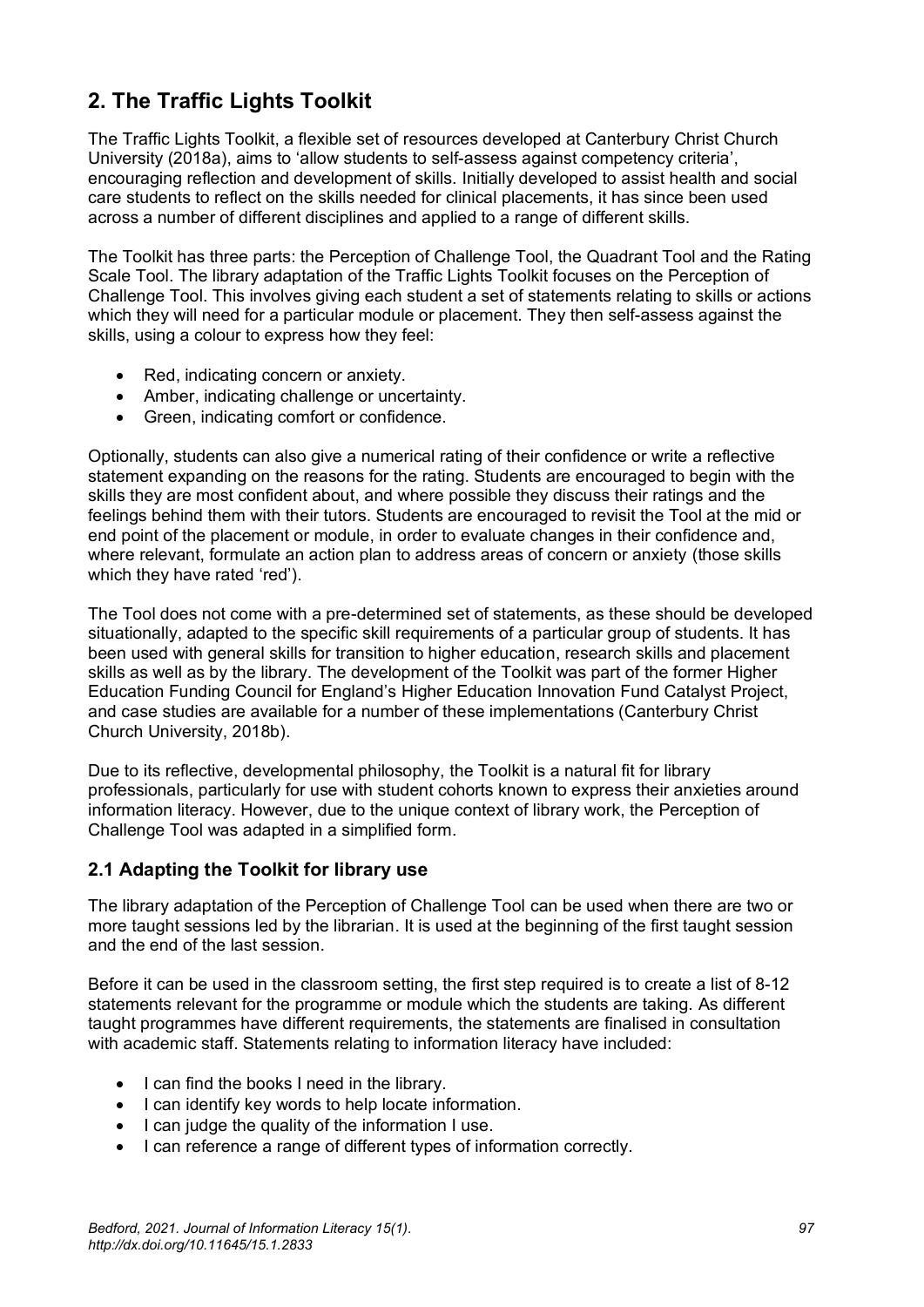## 2. The Traffic Lights Toolkit

The Traffic Lights Toolkit, a flexible set of resources developed at Canterbury Christ Church University (2018a), aims to 'allow students to self-assess against competency criteria', encouraging reflection and development of skills. Initially developed to assist health and social care students to reflect on the skills needed for clinical placements, it has since been used across a number of different disciplines and applied to a range of different skills.

The Toolkit has three parts: the Perception of Challenge Tool, the Quadrant Tool and the Rating Scale Tool. The library adaptation of the Traffic Lights Toolkit focuses on the Perception of Challenge Tool. This involves giving each student a set of statements relating to skills or actions which they will need for a particular module or placement. They then self-assess against the skills, using a colour to express how they feel:

- Red, indicating concern or anxiety.
- Amber, indicating challenge or uncertainty.
- Green, indicating comfort or confidence.

Optionally, students can also give a numerical rating of their confidence or write a reflective statement expanding on the reasons for the rating. Students are encouraged to begin with the skills they are most confident about, and where possible they discuss their ratings and the feelings behind them with their tutors. Students are encouraged to revisit the Tool at the mid or end point of the placement or module, in order to evaluate changes in their confidence and, where relevant, formulate an action plan to address areas of concern or anxiety (those skills which they have rated 'red').

The Tool does not come with a pre-determined set of statements, as these should be developed situationally, adapted to the specific skill requirements of a particular group of students. It has been used with general skills for transition to higher education, research skills and placement skills as well as by the library. The development of the Toolkit was part of the former Higher Education Funding Council for England's Higher Education Innovation Fund Catalyst Project, and case studies are available for a number of these implementations (Canterbury Christ Church University, 2018b).

Due to its reflective, developmental philosophy, the Toolkit is a natural fit for library professionals, particularly for use with student cohorts known to express their anxieties around information literacy. However, due to the unique context of library work, the Perception of Challenge Tool was adapted in a simplified form.

### 2.1 Adapting the Toolkit for library use

The library adaptation of the Perception of Challenge Tool can be used when there are two or more taught sessions led by the librarian. It is used at the beginning of the first taught session and the end of the last session.

Before it can be used in the classroom setting, the first step required is to create a list of 8-12 statements relevant for the programme or module which the students are taking. As different taught programmes have different requirements, the statements are finalised in consultation with academic staff. Statements relating to information literacy have included:

- I can find the books I need in the library.
- I can identify key words to help locate information.
- I can judge the quality of the information I use.
- I can reference a range of different types of information correctly.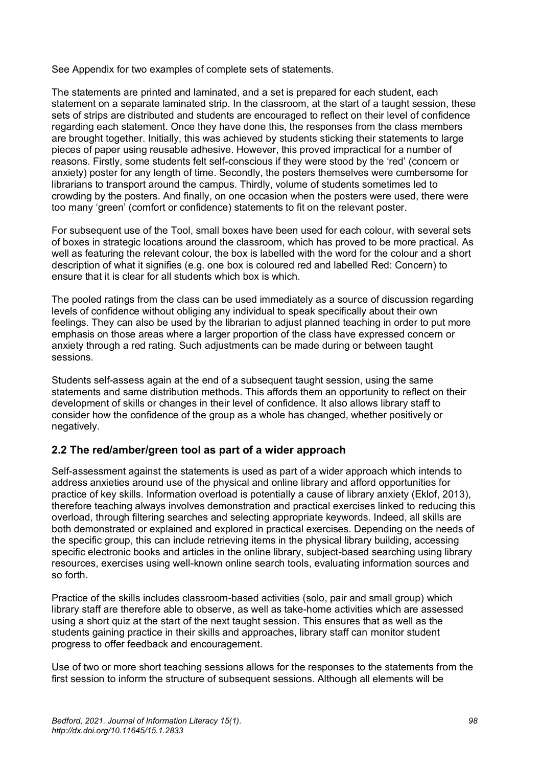See Appendix for two examples of complete sets of statements.

The statements are printed and laminated, and a set is prepared for each student, each statement on a separate laminated strip. In the classroom, at the start of a taught session, these sets of strips are distributed and students are encouraged to reflect on their level of confidence regarding each statement. Once they have done this, the responses from the class members are brought together. Initially, this was achieved by students sticking their statements to large pieces of paper using reusable adhesive. However, this proved impractical for a number of reasons. Firstly, some students felt self-conscious if they were stood by the 'red' (concern or anxiety) poster for any length of time. Secondly, the posters themselves were cumbersome for librarians to transport around the campus. Thirdly, volume of students sometimes led to crowding by the posters. And finally, on one occasion when the posters were used, there were too many 'green' (comfort or confidence) statements to fit on the relevant poster.

For subsequent use of the Tool, small boxes have been used for each colour, with several sets of boxes in strategic locations around the classroom, which has proved to be more practical. As well as featuring the relevant colour, the box is labelled with the word for the colour and a short description of what it signifies (e.g. one box is coloured red and labelled Red: Concern) to ensure that it is clear for all students which box is which.

The pooled ratings from the class can be used immediately as a source of discussion regarding levels of confidence without obliging any individual to speak specifically about their own feelings. They can also be used by the librarian to adjust planned teaching in order to put more emphasis on those areas where a larger proportion of the class have expressed concern or anxiety through a red rating. Such adjustments can be made during or between taught sessions.

Students self-assess again at the end of a subsequent taught session, using the same statements and same distribution methods. This affords them an opportunity to reflect on their development of skills or changes in their level of confidence. It also allows library staff to consider how the confidence of the group as a whole has changed, whether positively or negatively.

## 2.2 The red/amber/green tool as part of a wider approach

Self-assessment against the statements is used as part of a wider approach which intends to address anxieties around use of the physical and online library and afford opportunities for practice of key skills. Information overload is potentially a cause of library anxiety (Eklof, 2013), therefore teaching always involves demonstration and practical exercises linked to reducing this overload, through filtering searches and selecting appropriate keywords. Indeed, all skills are both demonstrated or explained and explored in practical exercises. Depending on the needs of the specific group, this can include retrieving items in the physical library building, accessing specific electronic books and articles in the online library, subject-based searching using library resources, exercises using well-known online search tools, evaluating information sources and so forth.

Practice of the skills includes classroom-based activities (solo, pair and small group) which library staff are therefore able to observe, as well as take-home activities which are assessed using a short quiz at the start of the next taught session. This ensures that as well as the students gaining practice in their skills and approaches, library staff can monitor student progress to offer feedback and encouragement.

Use of two or more short teaching sessions allows for the responses to the statements from the first session to inform the structure of subsequent sessions. Although all elements will be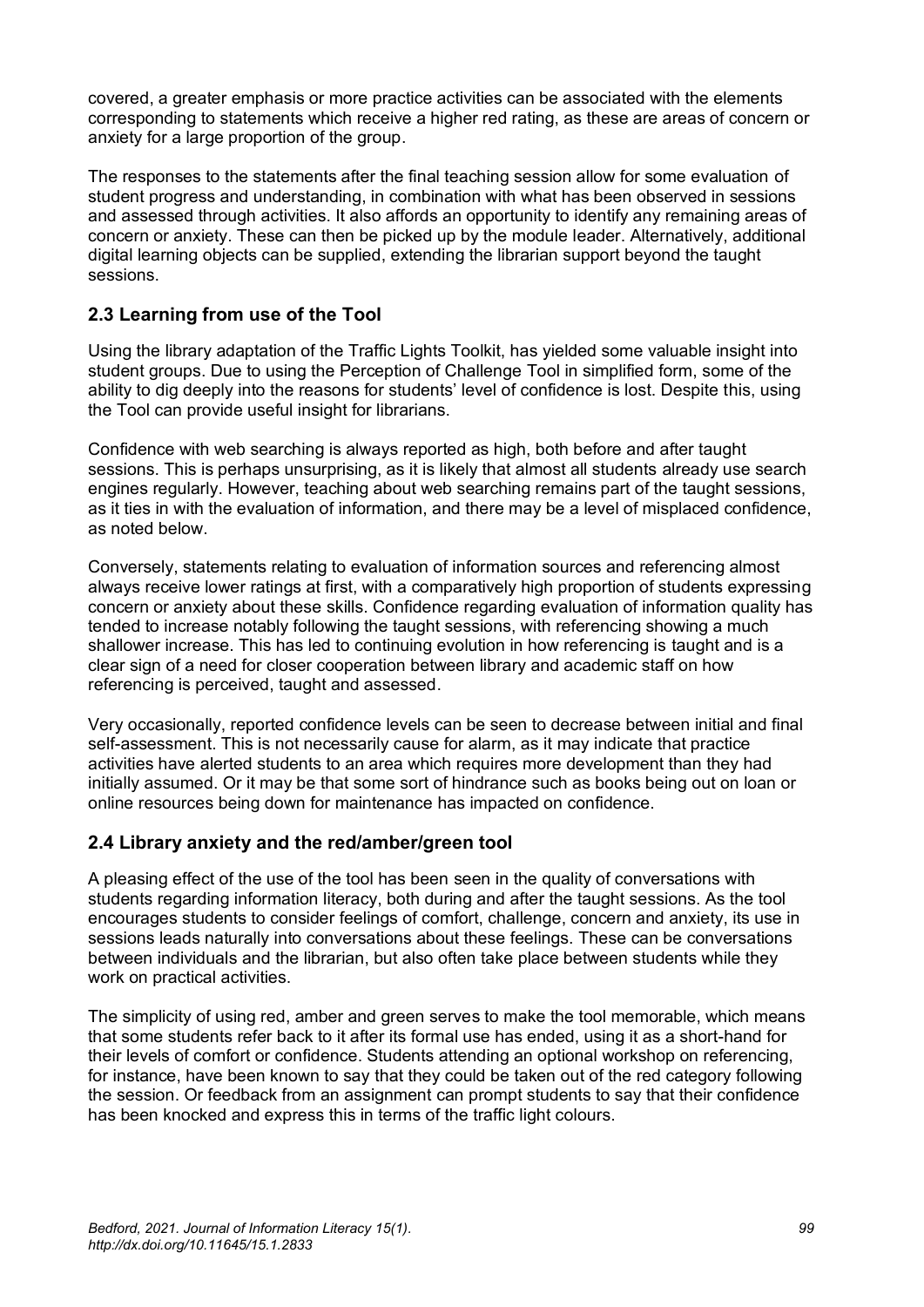covered, a greater emphasis or more practice activities can be associated with the elements corresponding to statements which receive a higher red rating, as these are areas of concern or anxiety for a large proportion of the group.

The responses to the statements after the final teaching session allow for some evaluation of student progress and understanding, in combination with what has been observed in sessions and assessed through activities. It also affords an opportunity to identify any remaining areas of concern or anxiety. These can then be picked up by the module leader. Alternatively, additional digital learning objects can be supplied, extending the librarian support beyond the taught sessions.

## 2.3 Learning from use of the Tool

Using the library adaptation of the Traffic Lights Toolkit, has yielded some valuable insight into student groups. Due to using the Perception of Challenge Tool in simplified form, some of the ability to dig deeply into the reasons for students' level of confidence is lost. Despite this, using the Tool can provide useful insight for librarians.

Confidence with web searching is always reported as high, both before and after taught sessions. This is perhaps unsurprising, as it is likely that almost all students already use search engines regularly. However, teaching about web searching remains part of the taught sessions, as it ties in with the evaluation of information, and there may be a level of misplaced confidence, as noted below.

Conversely, statements relating to evaluation of information sources and referencing almost always receive lower ratings at first, with a comparatively high proportion of students expressing concern or anxiety about these skills. Confidence regarding evaluation of information quality has tended to increase notably following the taught sessions, with referencing showing a much shallower increase. This has led to continuing evolution in how referencing is taught and is a clear sign of a need for closer cooperation between library and academic staff on how referencing is perceived, taught and assessed.

Very occasionally, reported confidence levels can be seen to decrease between initial and final self-assessment. This is not necessarily cause for alarm, as it may indicate that practice activities have alerted students to an area which requires more development than they had initially assumed. Or it may be that some sort of hindrance such as books being out on loan or online resources being down for maintenance has impacted on confidence.

## 2.4 Library anxiety and the red/amber/green tool

A pleasing effect of the use of the tool has been seen in the quality of conversations with students regarding information literacy, both during and after the taught sessions. As the tool encourages students to consider feelings of comfort, challenge, concern and anxiety, its use in sessions leads naturally into conversations about these feelings. These can be conversations between individuals and the librarian, but also often take place between students while they work on practical activities.

The simplicity of using red, amber and green serves to make the tool memorable, which means that some students refer back to it after its formal use has ended, using it as a short-hand for their levels of comfort or confidence. Students attending an optional workshop on referencing, for instance, have been known to say that they could be taken out of the red category following the session. Or feedback from an assignment can prompt students to say that their confidence has been knocked and express this in terms of the traffic light colours.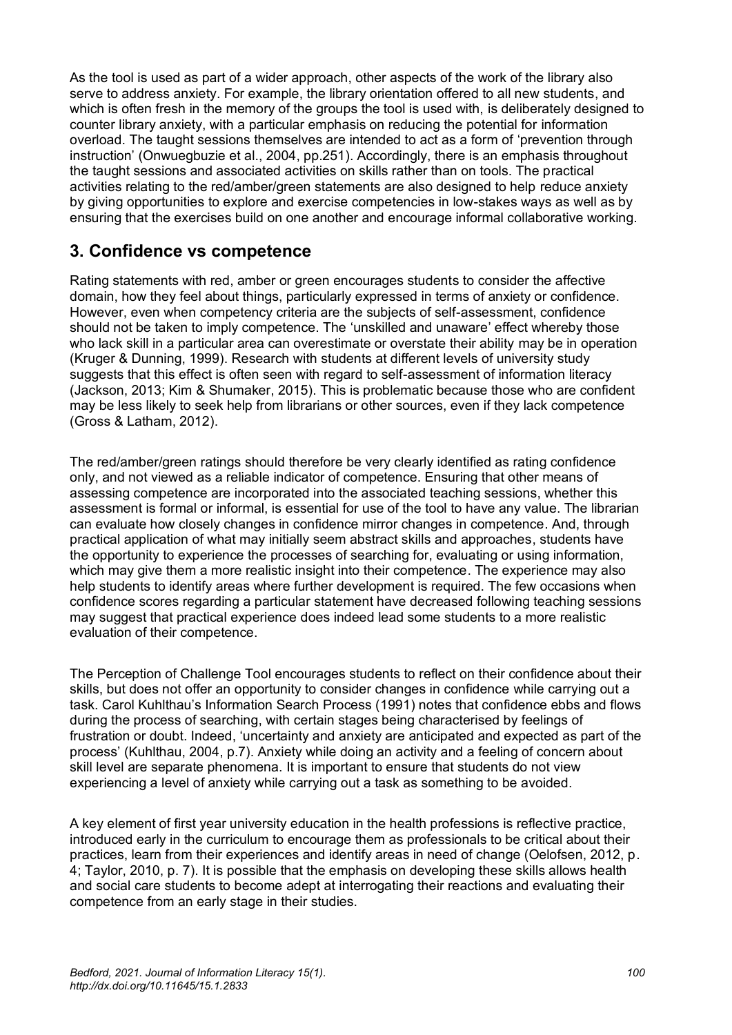As the tool is used as part of a wider approach, other aspects of the work of the library also serve to address anxiety. For example, the library orientation offered to all new students, and which is often fresh in the memory of the groups the tool is used with, is deliberately designed to counter library anxiety, with a particular emphasis on reducing the potential for information overload. The taught sessions themselves are intended to act as a form of 'prevention through instruction' (Onwuegbuzie et al., 2004, pp.251). Accordingly, there is an emphasis throughout the taught sessions and associated activities on skills rather than on tools. The practical activities relating to the red/amber/green statements are also designed to help reduce anxiety by giving opportunities to explore and exercise competencies in low-stakes ways as well as by ensuring that the exercises build on one another and encourage informal collaborative working.

## 3. Confidence vs competence

Rating statements with red, amber or green encourages students to consider the affective domain, how they feel about things, particularly expressed in terms of anxiety or confidence. However, even when competency criteria are the subjects of self-assessment, confidence should not be taken to imply competence. The 'unskilled and unaware' effect whereby those who lack skill in a particular area can overestimate or overstate their ability may be in operation (Kruger & Dunning, 1999). Research with students at different levels of university study suggests that this effect is often seen with regard to self-assessment of information literacy (Jackson, 2013; Kim & Shumaker, 2015). This is problematic because those who are confident may be less likely to seek help from librarians or other sources, even if they lack competence (Gross & Latham, 2012).

The red/amber/green ratings should therefore be very clearly identified as rating confidence only, and not viewed as a reliable indicator of competence. Ensuring that other means of assessing competence are incorporated into the associated teaching sessions, whether this assessment is formal or informal, is essential for use of the tool to have any value. The librarian can evaluate how closely changes in confidence mirror changes in competence. And, through practical application of what may initially seem abstract skills and approaches, students have the opportunity to experience the processes of searching for, evaluating or using information, which may give them a more realistic insight into their competence. The experience may also help students to identify areas where further development is required. The few occasions when confidence scores regarding a particular statement have decreased following teaching sessions may suggest that practical experience does indeed lead some students to a more realistic evaluation of their competence.

The Perception of Challenge Tool encourages students to reflect on their confidence about their skills, but does not offer an opportunity to consider changes in confidence while carrying out a task. Carol Kuhlthau's Information Search Process (1991) notes that confidence ebbs and flows during the process of searching, with certain stages being characterised by feelings of frustration or doubt. Indeed, 'uncertainty and anxiety are anticipated and expected as part of the process' (Kuhlthau, 2004, p.7). Anxiety while doing an activity and a feeling of concern about skill level are separate phenomena. It is important to ensure that students do not view experiencing a level of anxiety while carrying out a task as something to be avoided.

A key element of first year university education in the health professions is reflective practice, introduced early in the curriculum to encourage them as professionals to be critical about their practices, learn from their experiences and identify areas in need of change (Oelofsen, 2012, p. 4; Taylor, 2010, p. 7). It is possible that the emphasis on developing these skills allows health and social care students to become adept at interrogating their reactions and evaluating their competence from an early stage in their studies.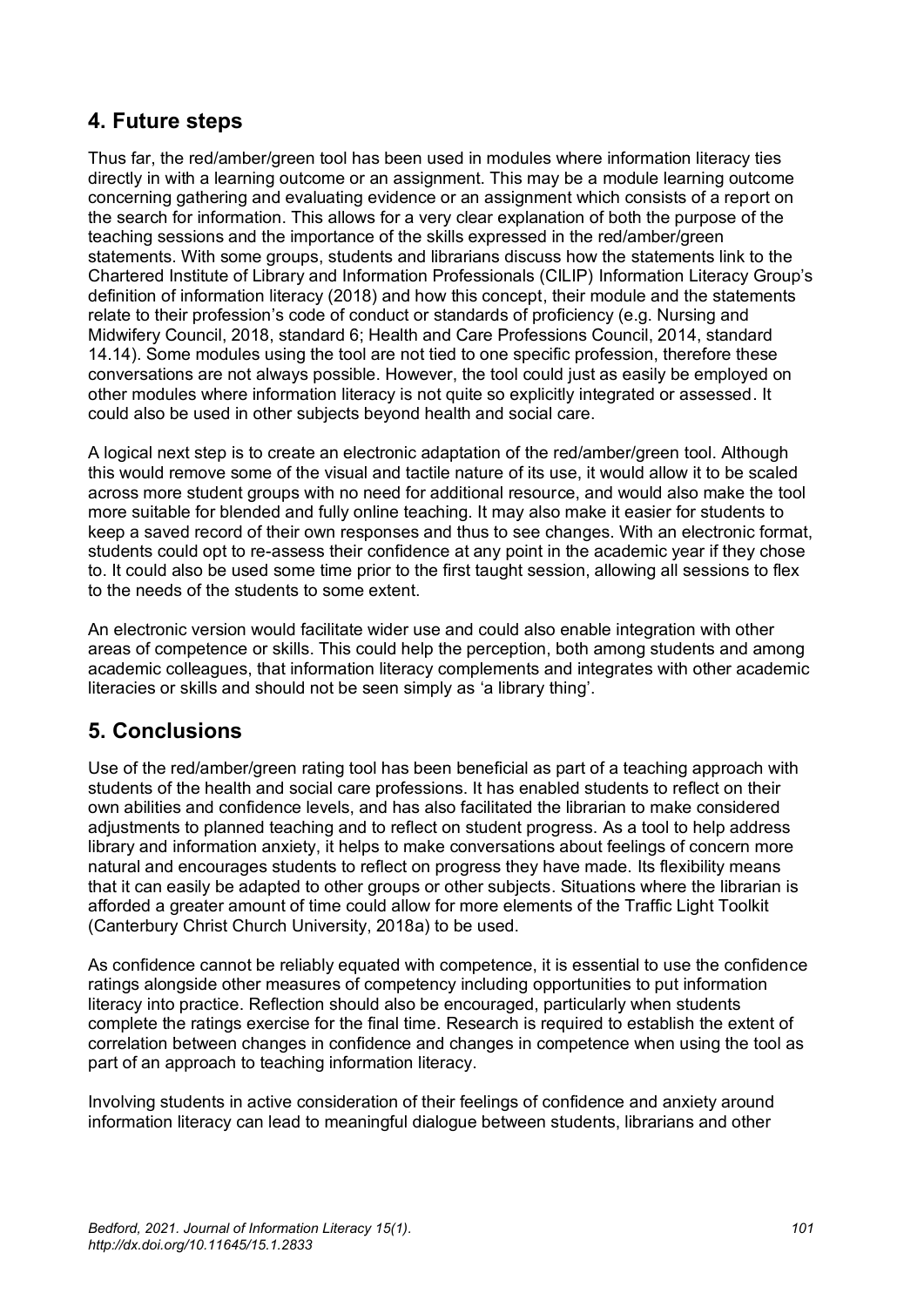## 4. Future steps

Thus far, the red/amber/green tool has been used in modules where information literacy ties directly in with a learning outcome or an assignment. This may be a module learning outcome concerning gathering and evaluating evidence or an assignment which consists of a report on the search for information. This allows for a very clear explanation of both the purpose of the teaching sessions and the importance of the skills expressed in the red/amber/green statements. With some groups, students and librarians discuss how the statements link to the Chartered Institute of Library and Information Professionals (CILIP) Information Literacy Group's definition of information literacy (2018) and how this concept, their module and the statements relate to their profession's code of conduct or standards of proficiency (e.g. Nursing and Midwifery Council, 2018, standard 6; Health and Care Professions Council, 2014, standard 14.14). Some modules using the tool are not tied to one specific profession, therefore these conversations are not always possible. However, the tool could just as easily be employed on other modules where information literacy is not quite so explicitly integrated or assessed. It could also be used in other subjects beyond health and social care.

A logical next step is to create an electronic adaptation of the red/amber/green tool. Although this would remove some of the visual and tactile nature of its use, it would allow it to be scaled across more student groups with no need for additional resource, and would also make the tool more suitable for blended and fully online teaching. It may also make it easier for students to keep a saved record of their own responses and thus to see changes. With an electronic format, students could opt to re-assess their confidence at any point in the academic year if they chose to. It could also be used some time prior to the first taught session, allowing all sessions to flex to the needs of the students to some extent.

An electronic version would facilitate wider use and could also enable integration with other areas of competence or skills. This could help the perception, both among students and among academic colleagues, that information literacy complements and integrates with other academic literacies or skills and should not be seen simply as 'a library thing'.

## 5. Conclusions

Use of the red/amber/green rating tool has been beneficial as part of a teaching approach with students of the health and social care professions. It has enabled students to reflect on their own abilities and confidence levels, and has also facilitated the librarian to make considered adjustments to planned teaching and to reflect on student progress. As a tool to help address library and information anxiety, it helps to make conversations about feelings of concern more natural and encourages students to reflect on progress they have made. Its flexibility means that it can easily be adapted to other groups or other subjects. Situations where the librarian is afforded a greater amount of time could allow for more elements of the Traffic Light Toolkit (Canterbury Christ Church University, 2018a) to be used.

As confidence cannot be reliably equated with competence, it is essential to use the confidence ratings alongside other measures of competency including opportunities to put information literacy into practice. Reflection should also be encouraged, particularly when students complete the ratings exercise for the final time. Research is required to establish the extent of correlation between changes in confidence and changes in competence when using the tool as part of an approach to teaching information literacy.

Involving students in active consideration of their feelings of confidence and anxiety around information literacy can lead to meaningful dialogue between students, librarians and other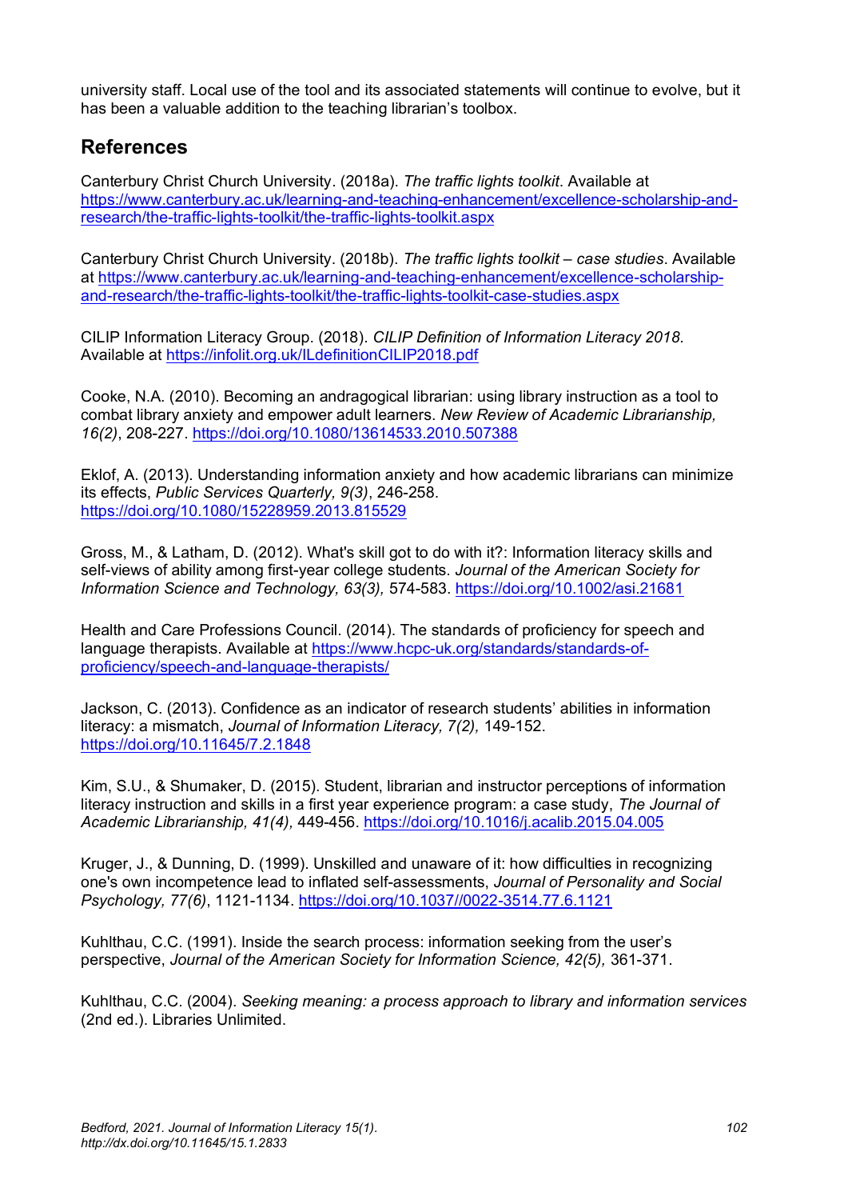university staff. Local use of the tool and its associated statements will continue to evolve, but it has been a valuable addition to the teaching librarian's toolbox.

## References

Canterbury Christ Church University. (2018a). *The traffic lights toolkit*. Available at https://www.canterbury.ac.uk/learning-and-teaching-enhancement/excellence-scholarship-and-research/the-traffic-lights-toolkit/the-traffic-lights-toolkit.aspx

Canterbury Christ Church University. (2018b). *The traffic lights toolkit – case studies*. Available at https://www.canterbury.ac.uk/learning-and-teaching-enhancement/excellence-scholarship-and-research/the-traffic-lights-toolkit/the-traffic-lights-toolkit-case-studies.aspx

CILIP Information Literacy Group. (2018). *CILIP Definition of Information Literacy 2018.* Available at https://infolit.org.uk/ILdefinitionCILIP2018.pdf

Cooke, N.A. (2010). Becoming an andragogical librarian: using library instruction as a tool to combat library anxiety and empower adult learners. *New Review of Academic Librarianship, 16(2)*, 208-227. https://doi.org/10.1080/13614533.2010.507388

Eklof, A. (2013). Understanding information anxiety and how academic librarians can minimize its effects, *Public Services Quarterly, 9(3)*, 246-258. https://doi.org/10.1080/15228959.2013.815529

Gross, M., & Latham, D. (2012). What's skill got to do with it?: Information literacy skills and self-views of ability among first-year college students. *Journal of the American Society for Information Science and Technology, 63(3),* 574-583. https://doi.org/10.1002/asi.21681

Health and Care Professions Council. (2014). The standards of proficiency for speech and language therapists. Available at https://www.hcpc-uk.org/standards/standards-of-proficiency/speech-and-language-therapists/

Jackson, C. (2013). Confidence as an indicator of research students' abilities in information literacy: a mismatch, *Journal of Information Literacy, 7(2),* 149-152. https://doi.org/10.11645/7.2.1848

Kim, S.U., & Shumaker, D. (2015). Student, librarian and instructor perceptions of information literacy instruction and skills in a first year experience program: a case study, *The Journal of Academic Librarianship, 41(4),* 449-456. https://doi.org/10.1016/j.acalib.2015.04.005

Kruger, J., & Dunning, D. (1999). Unskilled and unaware of it: how difficulties in recognizing one's own incompetence lead to inflated self-assessments, *Journal of Personality and Social Psychology, 77(6)*, 1121-1134. https://doi.org/10.1037//0022-3514.77.6.1121

Kuhlthau, C.C. (1991). Inside the search process: information seeking from the user's perspective, *Journal of the American Society for Information Science, 42(5),* 361-371.

Kuhlthau, C.C. (2004). *Seeking meaning: a process approach to library and information services* (2nd ed.). Libraries Unlimited.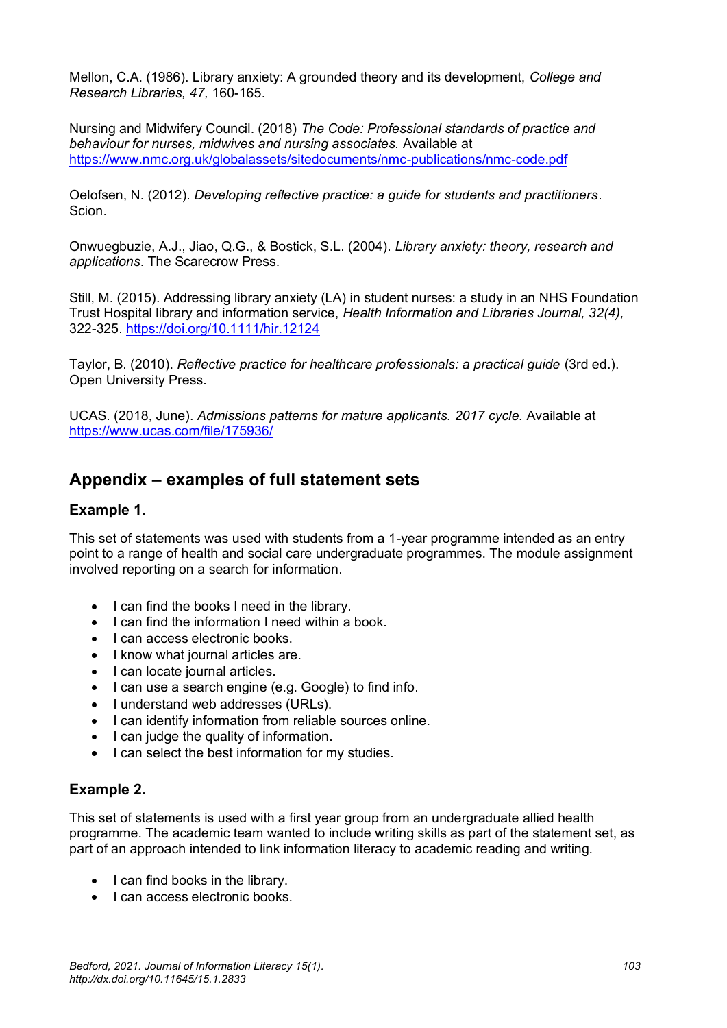Mellon, C.A. (1986). Library anxiety: A grounded theory and its development, *College and Research Libraries, 47,* 160-165.

Nursing and Midwifery Council. (2018) *The Code: Professional standards of practice and behaviour for nurses, midwives and nursing associates.* Available at https://www.nmc.org.uk/globalassets/sitedocuments/nmc-publications/nmc-code.pdf

Oelofsen, N. (2012). *Developing reflective practice: a guide for students and practitioners*. Scion.

Onwuegbuzie, A.J., Jiao, Q.G., & Bostick, S.L. (2004). *Library anxiety: theory, research and applications*. The Scarecrow Press.

Still, M. (2015). Addressing library anxiety (LA) in student nurses: a study in an NHS Foundation Trust Hospital library and information service, *Health Information and Libraries Journal, 32(4),* 322-325. https://doi.org/10.1111/hir.12124

Taylor, B. (2010). *Reflective practice for healthcare professionals: a practical guide* (3rd ed.). Open University Press.

UCAS. (2018, June). *Admissions patterns for mature applicants. 2017 cycle.* Available at https://www.ucas.com/file/175936/

## Appendix – examples of full statement sets

### Example 1.

This set of statements was used with students from a 1-year programme intended as an entry point to a range of health and social care undergraduate programmes. The module assignment involved reporting on a search for information.

- I can find the books I need in the library.
- I can find the information I need within a book.
- I can access electronic books.
- I know what journal articles are.
- I can locate journal articles.
- I can use a search engine (e.g. Google) to find info.
- I understand web addresses (URLs).
- I can identify information from reliable sources online.
- I can judge the quality of information.
- I can select the best information for my studies.

### Example 2.

This set of statements is used with a first year group from an undergraduate allied health programme. The academic team wanted to include writing skills as part of the statement set, as part of an approach intended to link information literacy to academic reading and writing.

- I can find books in the library.
- I can access electronic books.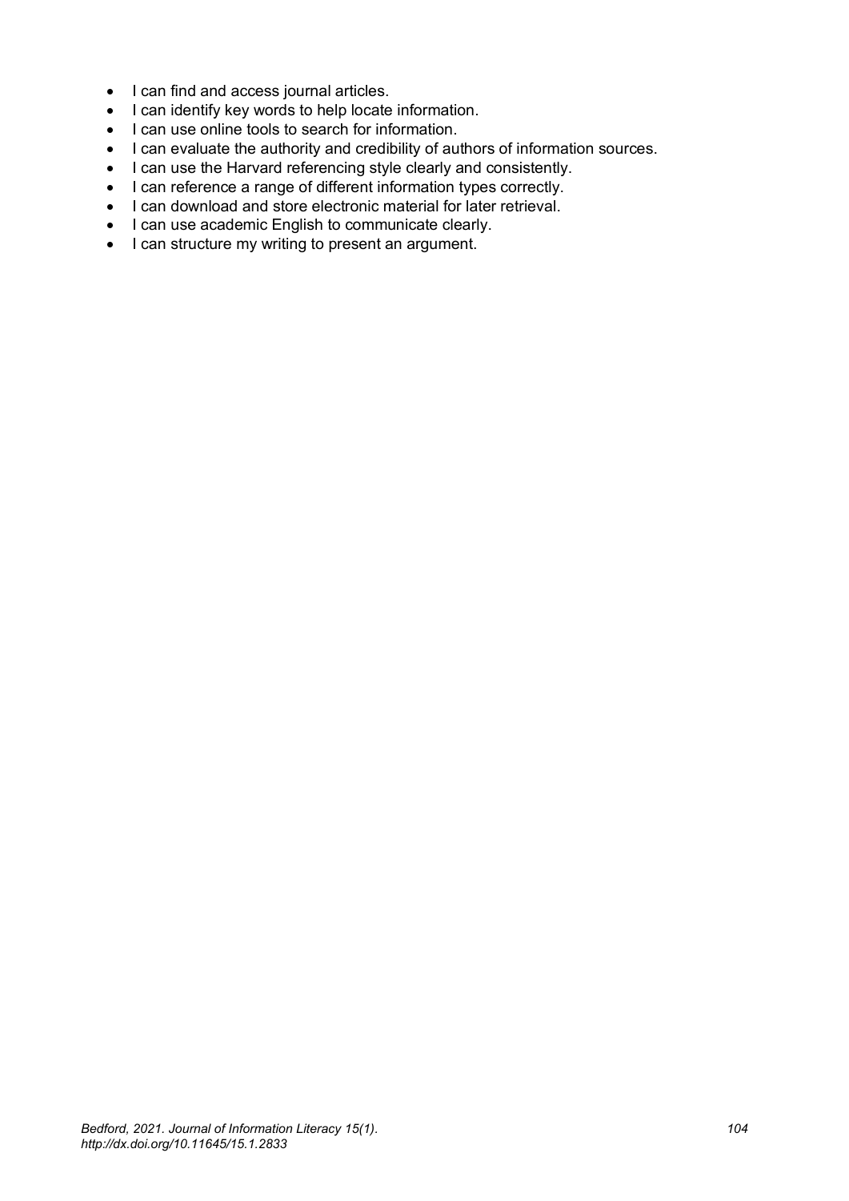- I can find and access journal articles.
- I can identify key words to help locate information.
- I can use online tools to search for information.
- I can evaluate the authority and credibility of authors of information sources.
- I can use the Harvard referencing style clearly and consistently.
- I can reference a range of different information types correctly.
- I can download and store electronic material for later retrieval.
- I can use academic English to communicate clearly.
- I can structure my writing to present an argument.